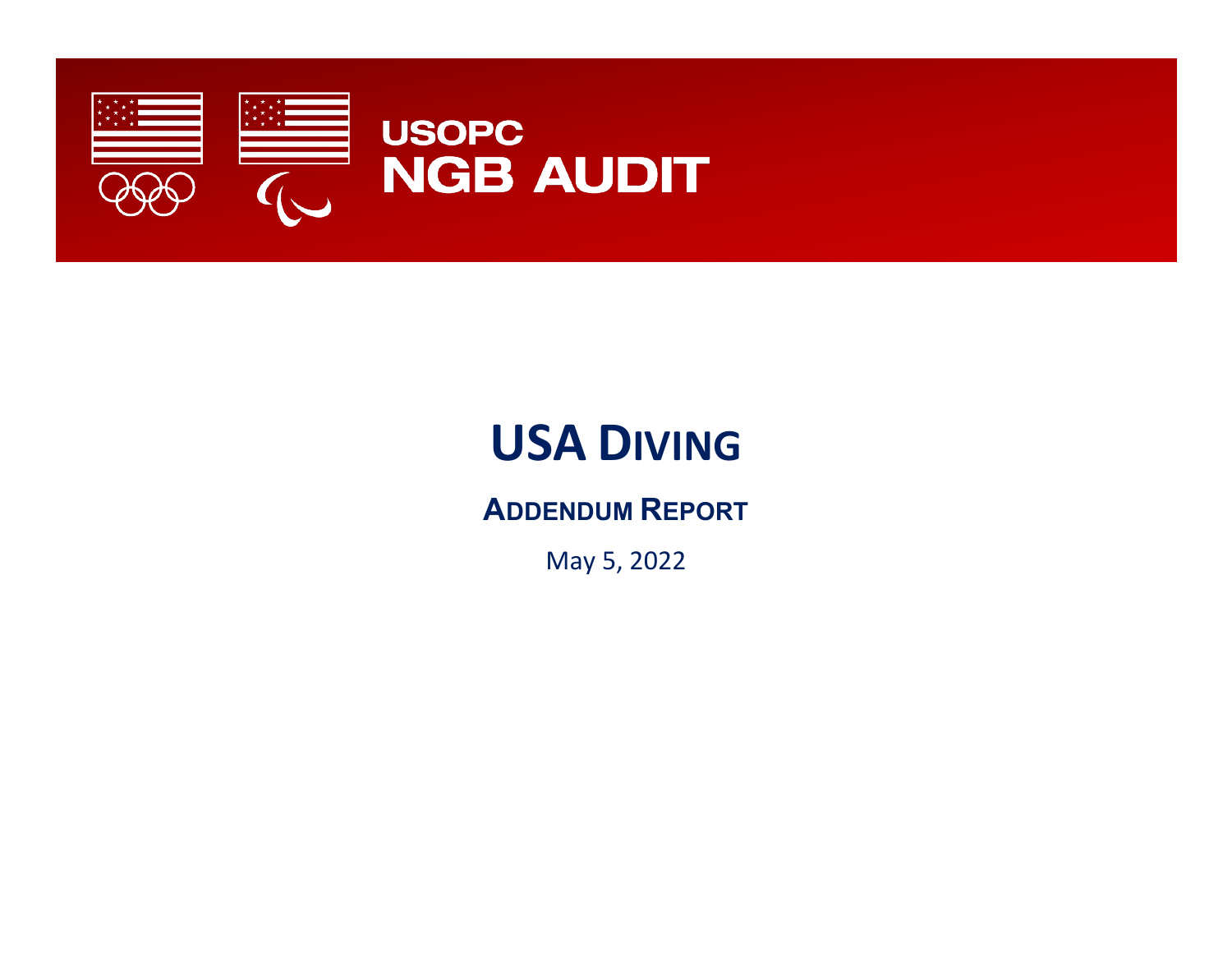USOPC
# NGB AUDIT

# USA DIVING

## ADDENDUM REPORT

May 5, 2022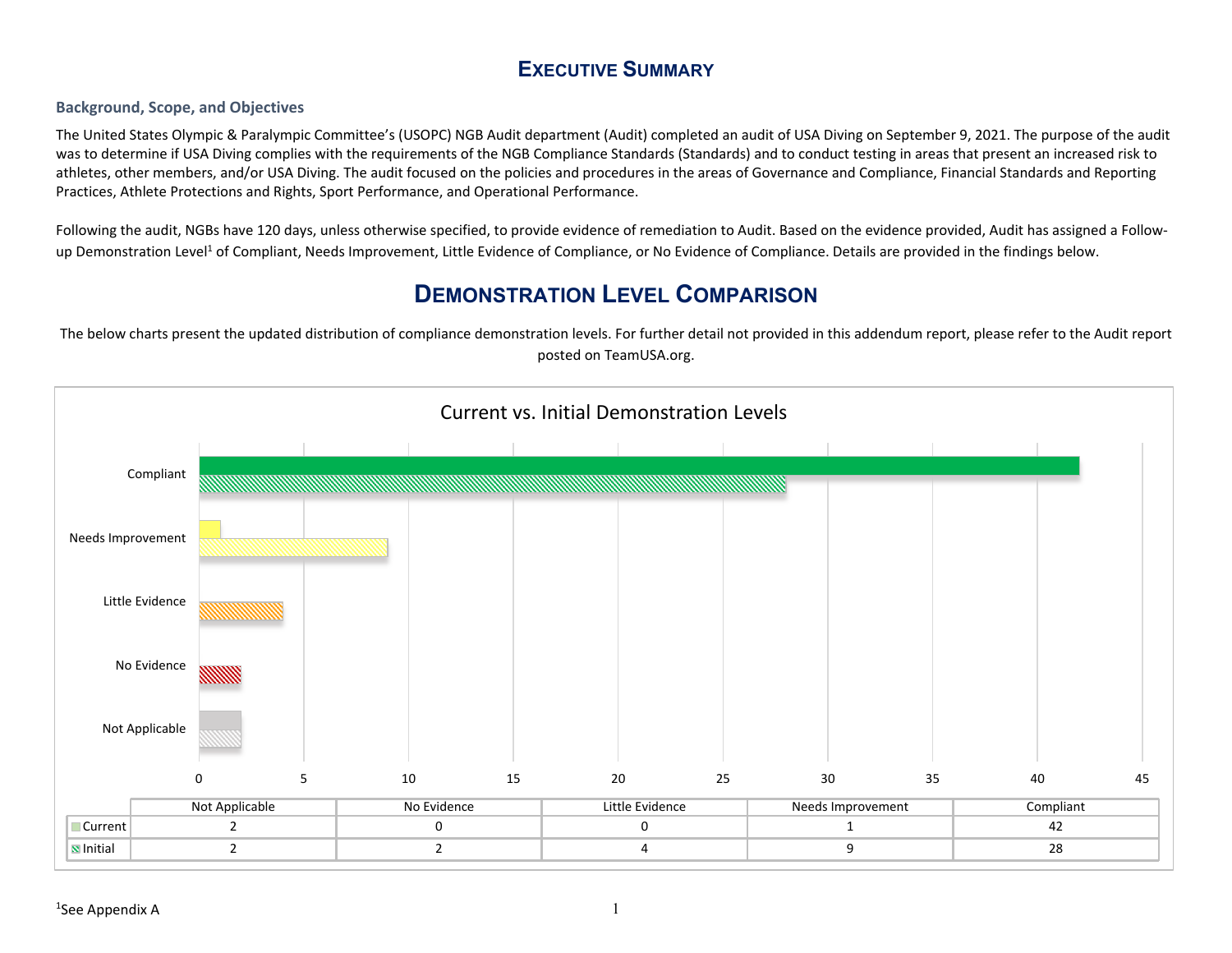# Executive Summary

### Background, Scope, and Objectives

The United States Olympic & Paralympic Committee's (USOPC) NGB Audit department (Audit) completed an audit of USA Diving on September 9, 2021. The purpose of the audit was to determine if USA Diving complies with the requirements of the NGB Compliance Standards (Standards) and to conduct testing in areas that present an increased risk to athletes, other members, and/or USA Diving. The audit focused on the policies and procedures in the areas of Governance and Compliance, Financial Standards and Reporting Practices, Athlete Protections and Rights, Sport Performance, and Operational Performance.

Following the audit, NGBs have 120 days, unless otherwise specified, to provide evidence of remediation to Audit. Based on the evidence provided, Audit has assigned a Follow-up Demonstration Level[1] of Compliant, Needs Improvement, Little Evidence of Compliance, or No Evidence of Compliance. Details are provided in the findings below.

# Demonstration Level Comparison

The below charts present the updated distribution of compliance demonstration levels. For further detail not provided in this addendum report, please refer to the Audit report posted on TeamUSA.org.

**Current vs. Initial Demonstration Levels**

| | Not Applicable | No Evidence | Little Evidence | Needs Improvement | Compliant |
|---|---|---|---|---|---|
| Current | 2 | 0 | 0 | 1 | 42 |
| Initial | 2 | 2 | 4 | 9 | 28 |

[1] See Appendix A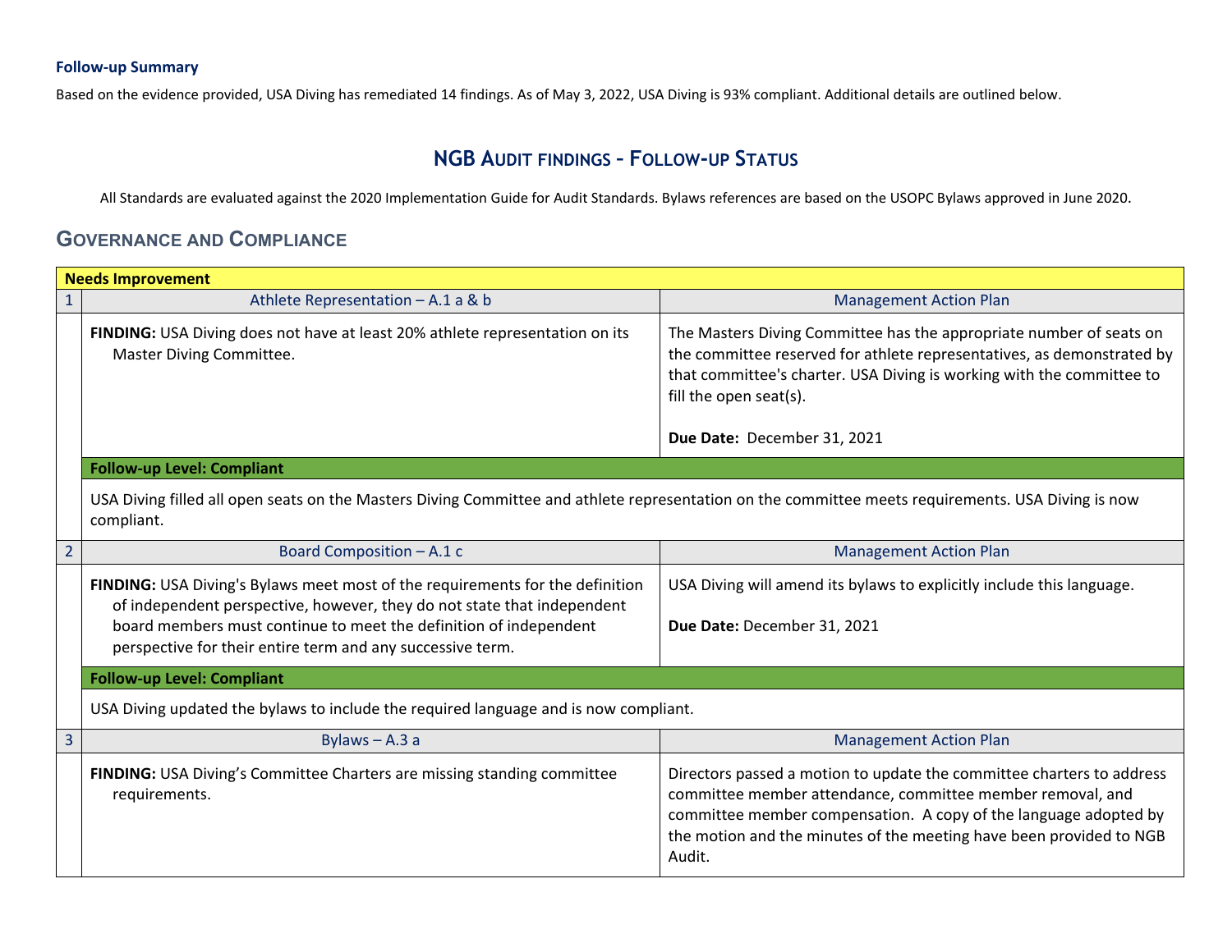### Follow-up Summary

Based on the evidence provided, USA Diving has remediated 14 findings. As of May 3, 2022, USA Diving is 93% compliant. Additional details are outlined below.

## NGB Audit findings - Follow-up Status

All Standards are evaluated against the 2020 Implementation Guide for Audit Standards. Bylaws references are based on the USOPC Bylaws approved in June 2020.

## Governance and Compliance

| Needs Improvement | | |
|---|---|---|
| 1 | Athlete Representation – A.1 a & b | Management Action Plan |
| | **FINDING:** USA Diving does not have at least 20% athlete representation on its Master Diving Committee. | The Masters Diving Committee has the appropriate number of seats on the committee reserved for athlete representatives, as demonstrated by that committee's charter. USA Diving is working with the committee to fill the open seat(s).<br><br>**Due Date:** December 31, 2021 |
| | **Follow-up Level: Compliant** | |
| | USA Diving filled all open seats on the Masters Diving Committee and athlete representation on the committee meets requirements. USA Diving is now compliant. | |
| 2 | Board Composition – A.1 c | Management Action Plan |
| | **FINDING:** USA Diving's Bylaws meet most of the requirements for the definition of independent perspective, however, they do not state that independent board members must continue to meet the definition of independent perspective for their entire term and any successive term. | USA Diving will amend its bylaws to explicitly include this language.<br><br>**Due Date:** December 31, 2021 |
| | **Follow-up Level: Compliant** | |
| | USA Diving updated the bylaws to include the required language and is now compliant. | |
| 3 | Bylaws – A.3 a | Management Action Plan |
| | **FINDING:** USA Diving's Committee Charters are missing standing committee requirements. | Directors passed a motion to update the committee charters to address committee member attendance, committee member removal, and committee member compensation. A copy of the language adopted by the motion and the minutes of the meeting have been provided to NGB Audit. |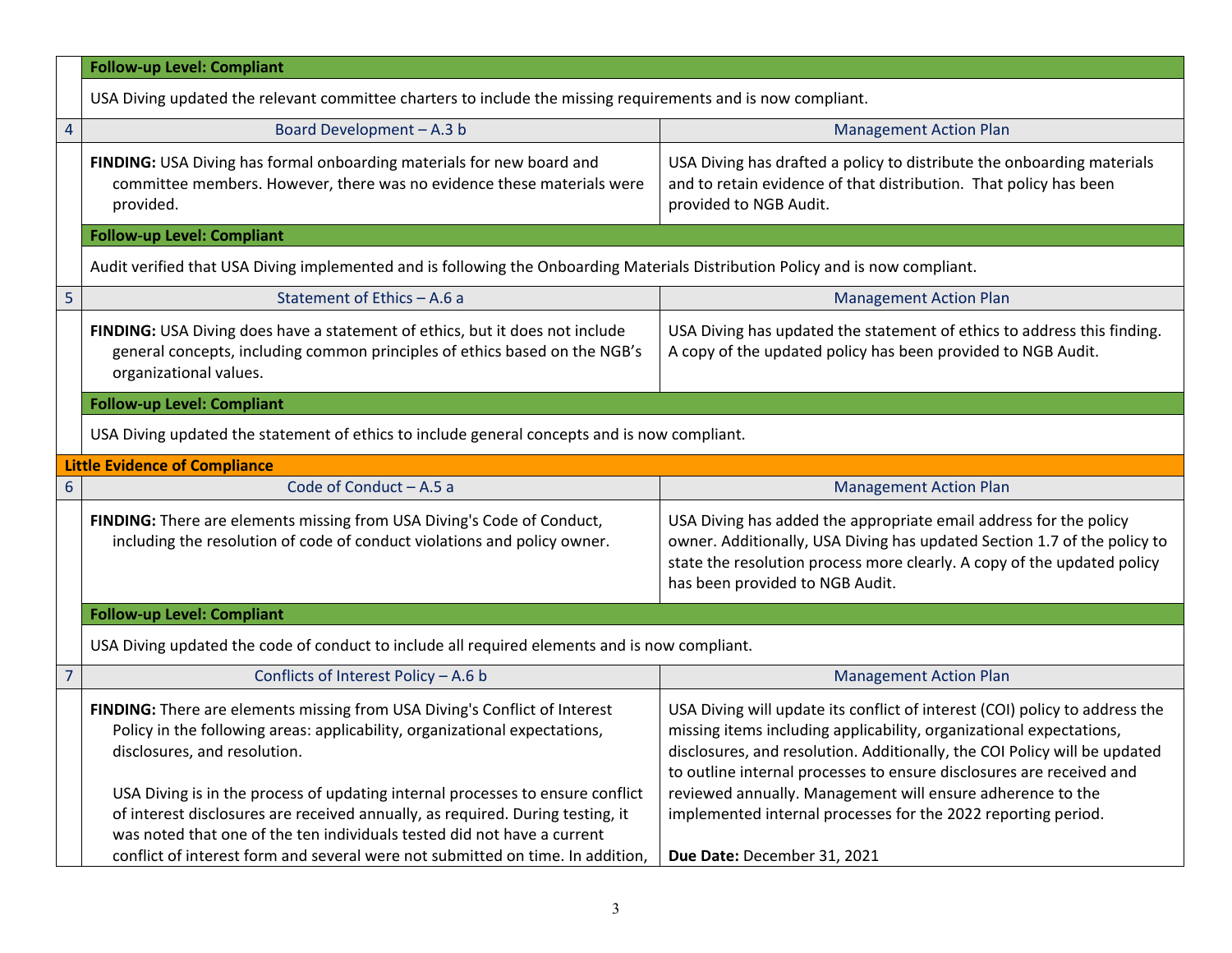| | | |
|---|---|---|
| | **Follow-up Level: Compliant** | |
| | USA Diving updated the relevant committee charters to include the missing requirements and is now compliant. | |
| 4 | Board Development – A.3 b | Management Action Plan |
| | **FINDING:** USA Diving has formal onboarding materials for new board and committee members. However, there was no evidence these materials were provided. | USA Diving has drafted a policy to distribute the onboarding materials and to retain evidence of that distribution. That policy has been provided to NGB Audit. |
| | **Follow-up Level: Compliant** | |
| | Audit verified that USA Diving implemented and is following the Onboarding Materials Distribution Policy and is now compliant. | |
| 5 | Statement of Ethics – A.6 a | Management Action Plan |
| | **FINDING:** USA Diving does have a statement of ethics, but it does not include general concepts, including common principles of ethics based on the NGB's organizational values. | USA Diving has updated the statement of ethics to address this finding. A copy of the updated policy has been provided to NGB Audit. |
| | **Follow-up Level: Compliant** | |
| | USA Diving updated the statement of ethics to include general concepts and is now compliant. | |
| **Little Evidence of Compliance** | | |
| 6 | Code of Conduct – A.5 a | Management Action Plan |
| | **FINDING:** There are elements missing from USA Diving's Code of Conduct, including the resolution of code of conduct violations and policy owner. | USA Diving has added the appropriate email address for the policy owner. Additionally, USA Diving has updated Section 1.7 of the policy to state the resolution process more clearly. A copy of the updated policy has been provided to NGB Audit. |
| | **Follow-up Level: Compliant** | |
| | USA Diving updated the code of conduct to include all required elements and is now compliant. | |
| 7 | Conflicts of Interest Policy – A.6 b | Management Action Plan |
| | **FINDING:** There are elements missing from USA Diving's Conflict of Interest Policy in the following areas: applicability, organizational expectations, disclosures, and resolution.<br><br>USA Diving is in the process of updating internal processes to ensure conflict of interest disclosures are received annually, as required. During testing, it was noted that one of the ten individuals tested did not have a current conflict of interest form and several were not submitted on time. In addition, | USA Diving will update its conflict of interest (COI) policy to address the missing items including applicability, organizational expectations, disclosures, and resolution. Additionally, the COI Policy will be updated to outline internal processes to ensure disclosures are received and reviewed annually. Management will ensure adherence to the implemented internal processes for the 2022 reporting period.<br><br>**Due Date:** December 31, 2021 |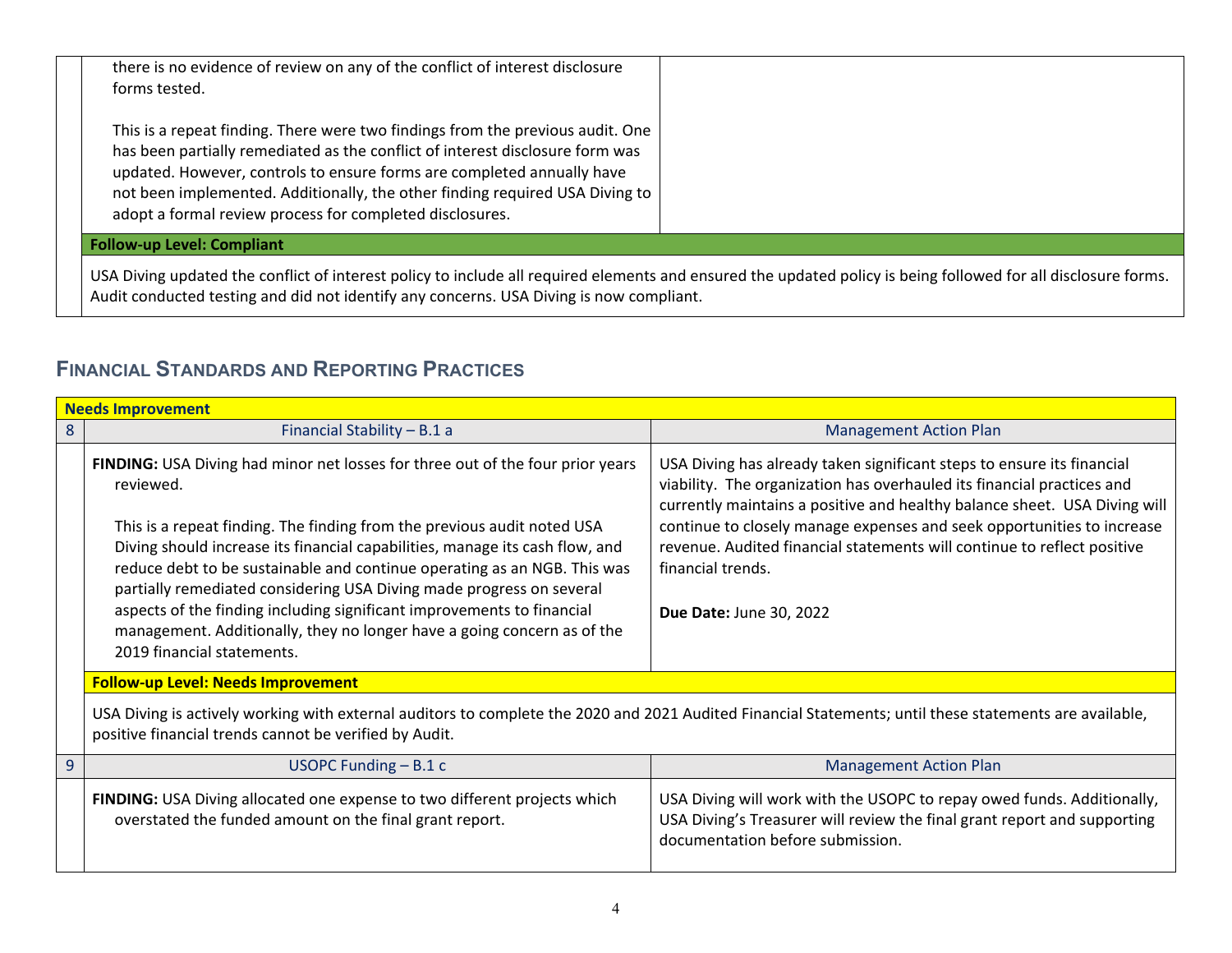| | | |
|---|---|---|
| | there is no evidence of review on any of the conflict of interest disclosure forms tested.<br><br>This is a repeat finding. There were two findings from the previous audit. One has been partially remediated as the conflict of interest disclosure form was updated. However, controls to ensure forms are completed annually have not been implemented. Additionally, the other finding required USA Diving to adopt a formal review process for completed disclosures. | |
| | **Follow-up Level: Compliant** | |
| | USA Diving updated the conflict of interest policy to include all required elements and ensured the updated policy is being followed for all disclosure forms. Audit conducted testing and did not identify any concerns. USA Diving is now compliant. | |

## Financial Standards and Reporting Practices

| **Needs Improvement** | | |
|---|---|---|
| 8 | Financial Stability – B.1 a | Management Action Plan |
| | **FINDING:** USA Diving had minor net losses for three out of the four prior years reviewed.<br><br>This is a repeat finding. The finding from the previous audit noted USA Diving should increase its financial capabilities, manage its cash flow, and reduce debt to be sustainable and continue operating as an NGB. This was partially remediated considering USA Diving made progress on several aspects of the finding including significant improvements to financial management. Additionally, they no longer have a going concern as of the 2019 financial statements. | USA Diving has already taken significant steps to ensure its financial viability. The organization has overhauled its financial practices and currently maintains a positive and healthy balance sheet. USA Diving will continue to closely manage expenses and seek opportunities to increase revenue. Audited financial statements will continue to reflect positive financial trends.<br><br>**Due Date:** June 30, 2022 |
| | **Follow-up Level: Needs Improvement** | |
| | USA Diving is actively working with external auditors to complete the 2020 and 2021 Audited Financial Statements; until these statements are available, positive financial trends cannot be verified by Audit. | |
| 9 | USOPC Funding – B.1 c | Management Action Plan |
| | **FINDING:** USA Diving allocated one expense to two different projects which overstated the funded amount on the final grant report. | USA Diving will work with the USOPC to repay owed funds. Additionally, USA Diving's Treasurer will review the final grant report and supporting documentation before submission. |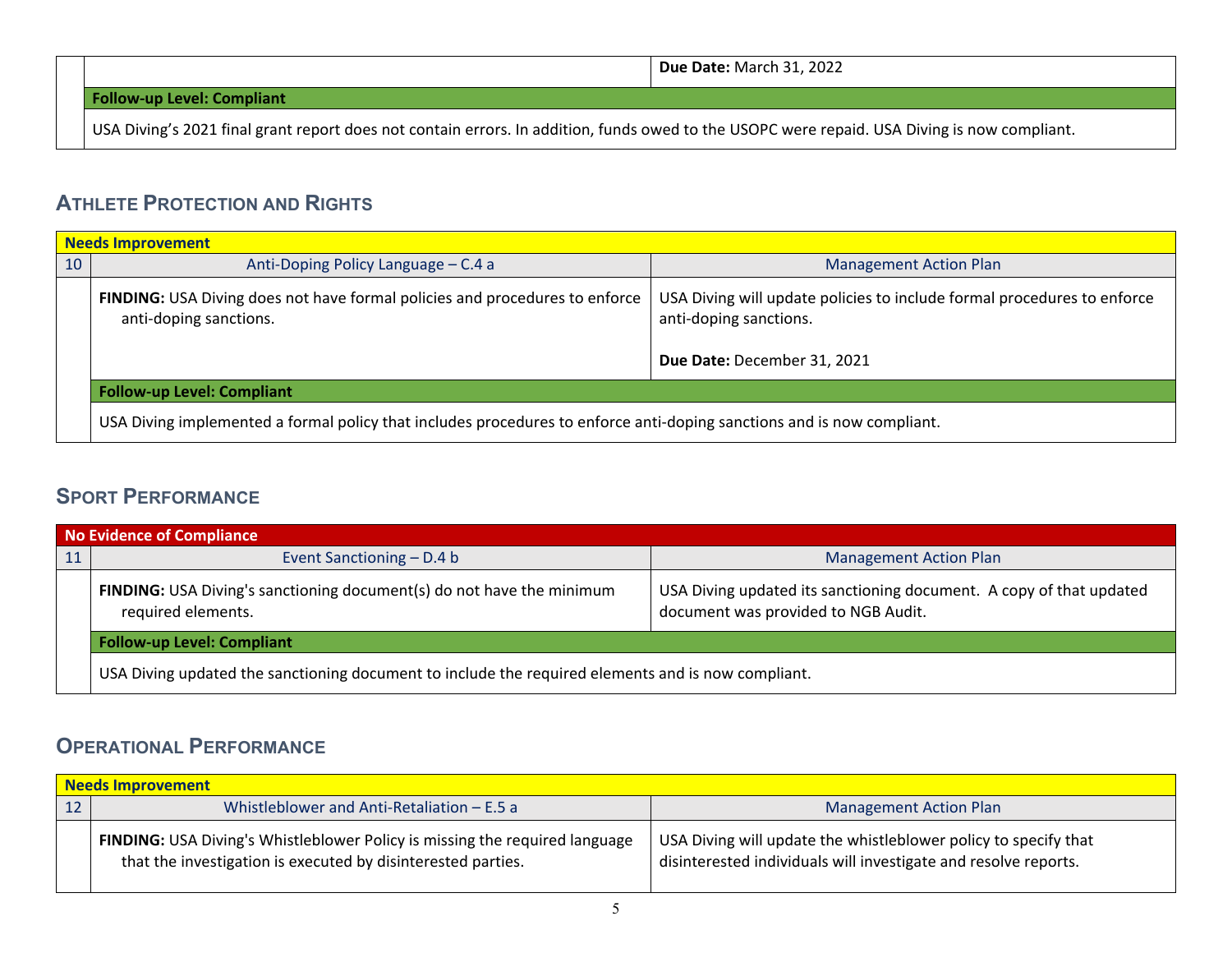| | |
|---|---|
| | **Due Date:** March 31, 2022 |
| **Follow-up Level: Compliant** | |
| USA Diving's 2021 final grant report does not contain errors. In addition, funds owed to the USOPC were repaid. USA Diving is now compliant. | |

## Athlete Protection and Rights

| | | |
|---|---|---|
| **Needs Improvement** | | |
| 10 | Anti-Doping Policy Language – C.4 a | Management Action Plan |
| | **FINDING:** USA Diving does not have formal policies and procedures to enforce anti-doping sanctions. | USA Diving will update policies to include formal procedures to enforce anti-doping sanctions.<br><br>**Due Date:** December 31, 2021 |
| | **Follow-up Level: Compliant** | |
| | USA Diving implemented a formal policy that includes procedures to enforce anti-doping sanctions and is now compliant. | |

## Sport Performance

| | | |
|---|---|---|
| **No Evidence of Compliance** | | |
| 11 | Event Sanctioning – D.4 b | Management Action Plan |
| | **FINDING:** USA Diving's sanctioning document(s) do not have the minimum required elements. | USA Diving updated its sanctioning document. A copy of that updated document was provided to NGB Audit. |
| | **Follow-up Level: Compliant** | |
| | USA Diving updated the sanctioning document to include the required elements and is now compliant. | |

## Operational Performance

| | | |
|---|---|---|
| **Needs Improvement** | | |
| 12 | Whistleblower and Anti-Retaliation – E.5 a | Management Action Plan |
| | **FINDING:** USA Diving's Whistleblower Policy is missing the required language that the investigation is executed by disinterested parties. | USA Diving will update the whistleblower policy to specify that disinterested individuals will investigate and resolve reports. |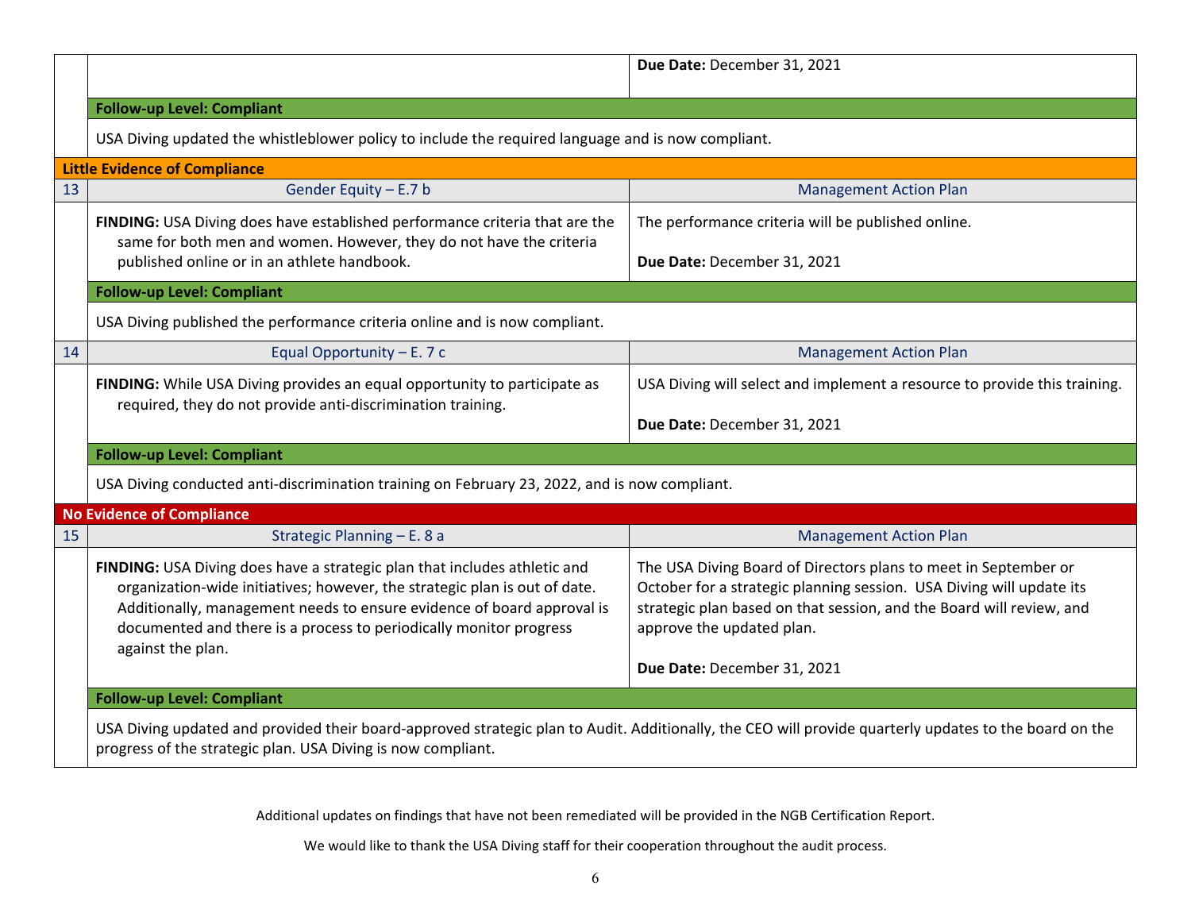| | | |
|---|---|---|
| | | **Due Date:** December 31, 2021 |
| | **Follow-up Level: Compliant** | |
| | USA Diving updated the whistleblower policy to include the required language and is now compliant. | |
| **Little Evidence of Compliance** | | |
| 13 | Gender Equity – E.7 b | Management Action Plan |
| | **FINDING:** USA Diving does have established performance criteria that are the same for both men and women. However, they do not have the criteria published online or in an athlete handbook. | The performance criteria will be published online.<br><br>**Due Date:** December 31, 2021 |
| | **Follow-up Level: Compliant** | |
| | USA Diving published the performance criteria online and is now compliant. | |
| 14 | Equal Opportunity – E. 7 c | Management Action Plan |
| | **FINDING:** While USA Diving provides an equal opportunity to participate as required, they do not provide anti-discrimination training. | USA Diving will select and implement a resource to provide this training.<br><br>**Due Date:** December 31, 2021 |
| | **Follow-up Level: Compliant** | |
| | USA Diving conducted anti-discrimination training on February 23, 2022, and is now compliant. | |
| **No Evidence of Compliance** | | |
| 15 | Strategic Planning – E. 8 a | Management Action Plan |
| | **FINDING:** USA Diving does have a strategic plan that includes athletic and organization-wide initiatives; however, the strategic plan is out of date. Additionally, management needs to ensure evidence of board approval is documented and there is a process to periodically monitor progress against the plan. | The USA Diving Board of Directors plans to meet in September or October for a strategic planning session. USA Diving will update its strategic plan based on that session, and the Board will review, and approve the updated plan.<br><br>**Due Date:** December 31, 2021 |
| | **Follow-up Level: Compliant** | |
| | USA Diving updated and provided their board-approved strategic plan to Audit. Additionally, the CEO will provide quarterly updates to the board on the progress of the strategic plan. USA Diving is now compliant. | |

Additional updates on findings that have not been remediated will be provided in the NGB Certification Report.

We would like to thank the USA Diving staff for their cooperation throughout the audit process.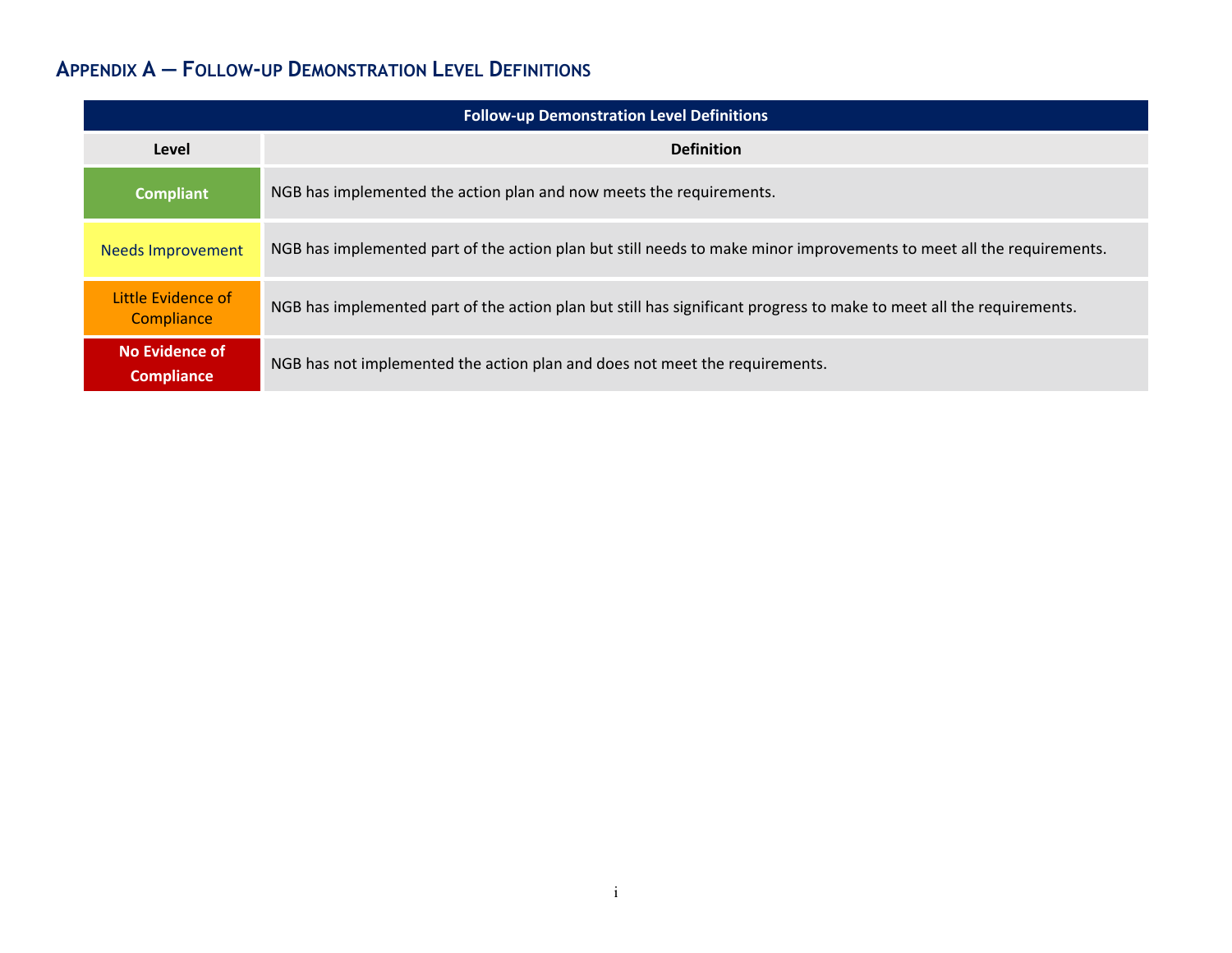## Appendix A — Follow-up Demonstration Level Definitions

| Follow-up Demonstration Level Definitions | |
|---|---|
| **Level** | **Definition** |
| **Compliant** | NGB has implemented the action plan and now meets the requirements. |
| Needs Improvement | NGB has implemented part of the action plan but still needs to make minor improvements to meet all the requirements. |
| Little Evidence of Compliance | NGB has implemented part of the action plan but still has significant progress to make to meet all the requirements. |
| **No Evidence of Compliance** | NGB has not implemented the action plan and does not meet the requirements. |